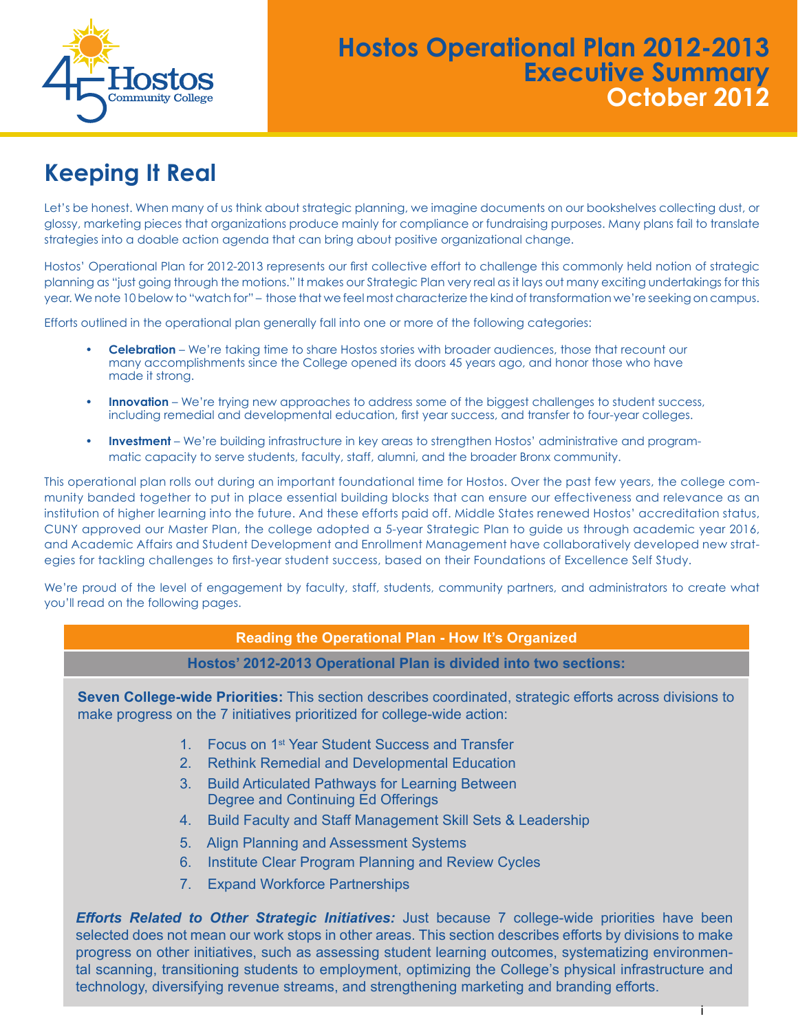# Hostos Operational Plan 2012-2013
## Executive Summary
## October 2012

## Keeping It Real

Let's be honest. When many of us think about strategic planning, we imagine documents on our bookshelves collecting dust, or glossy, marketing pieces that organizations produce mainly for compliance or fundraising purposes. Many plans fail to translate strategies into a doable action agenda that can bring about positive organizational change.

Hostos' Operational Plan for 2012-2013 represents our first collective effort to challenge this commonly held notion of strategic planning as "just going through the motions." It makes our Strategic Plan very real as it lays out many exciting undertakings for this year. We note 10 below to "watch for" – those that we feel most characterize the kind of transformation we're seeking on campus.

Efforts outlined in the operational plan generally fall into one or more of the following categories:

- **Celebration** – We're taking time to share Hostos stories with broader audiences, those that recount our many accomplishments since the College opened its doors 45 years ago, and honor those who have made it strong.
- **Innovation** – We're trying new approaches to address some of the biggest challenges to student success, including remedial and developmental education, first year success, and transfer to four-year colleges.
- **Investment** – We're building infrastructure in key areas to strengthen Hostos' administrative and programmatic capacity to serve students, faculty, staff, alumni, and the broader Bronx community.

This operational plan rolls out during an important foundational time for Hostos. Over the past few years, the college community banded together to put in place essential building blocks that can ensure our effectiveness and relevance as an institution of higher learning into the future. And these efforts paid off. Middle States renewed Hostos' accreditation status, CUNY approved our Master Plan, the college adopted a 5-year Strategic Plan to guide us through academic year 2016, and Academic Affairs and Student Development and Enrollment Management have collaboratively developed new strategies for tackling challenges to first-year student success, based on their Foundations of Excellence Self Study.

We're proud of the level of engagement by faculty, staff, students, community partners, and administrators to create what you'll read on the following pages.

### Reading the Operational Plan - How It's Organized

**Hostos' 2012-2013 Operational Plan is divided into two sections:**

**Seven College-wide Priorities:** This section describes coordinated, strategic efforts across divisions to make progress on the 7 initiatives prioritized for college-wide action:

1. Focus on 1st Year Student Success and Transfer
2. Rethink Remedial and Developmental Education
3. Build Articulated Pathways for Learning Between Degree and Continuing Ed Offerings
4. Build Faculty and Staff Management Skill Sets & Leadership
5. Align Planning and Assessment Systems
6. Institute Clear Program Planning and Review Cycles
7. Expand Workforce Partnerships

***Efforts Related to Other Strategic Initiatives:*** Just because 7 college-wide priorities have been selected does not mean our work stops in other areas. This section describes efforts by divisions to make progress on other initiatives, such as assessing student learning outcomes, systematizing environmental scanning, transitioning students to employment, optimizing the College's physical infrastructure and technology, diversifying revenue streams, and strengthening marketing and branding efforts.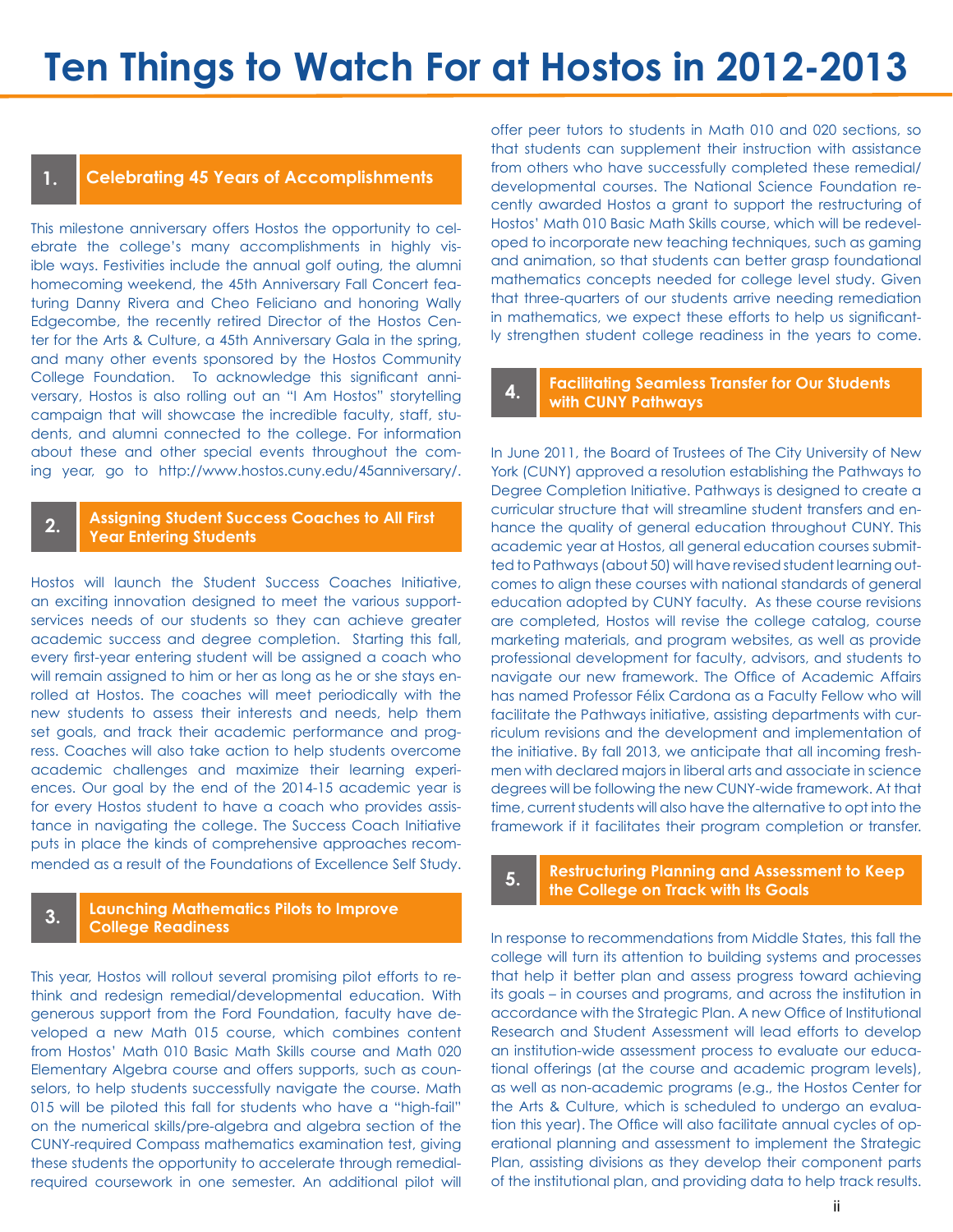# Ten Things to Watch For at Hostos in 2012-2013

## 1. Celebrating 45 Years of Accomplishments

This milestone anniversary offers Hostos the opportunity to celebrate the college's many accomplishments in highly visible ways. Festivities include the annual golf outing, the alumni homecoming weekend, the 45th Anniversary Fall Concert featuring Danny Rivera and Cheo Feliciano and honoring Wally Edgecombe, the recently retired Director of the Hostos Center for the Arts & Culture, a 45th Anniversary Gala in the spring, and many other events sponsored by the Hostos Community College Foundation. To acknowledge this significant anniversary, Hostos is also rolling out an "I Am Hostos" storytelling campaign that will showcase the incredible faculty, staff, students, and alumni connected to the college. For information about these and other special events throughout the coming year, go to http://www.hostos.cuny.edu/45anniversary/.

## 2. Assigning Student Success Coaches to All First Year Entering Students

Hostos will launch the Student Success Coaches Initiative, an exciting innovation designed to meet the various support-services needs of our students so they can achieve greater academic success and degree completion. Starting this fall, every first-year entering student will be assigned a coach who will remain assigned to him or her as long as he or she stays enrolled at Hostos. The coaches will meet periodically with the new students to assess their interests and needs, help them set goals, and track their academic performance and progress. Coaches will also take action to help students overcome academic challenges and maximize their learning experiences. Our goal by the end of the 2014-15 academic year is for every Hostos student to have a coach who provides assistance in navigating the college. The Success Coach Initiative puts in place the kinds of comprehensive approaches recommended as a result of the Foundations of Excellence Self Study.

## 3. Launching Mathematics Pilots to Improve College Readiness

This year, Hostos will rollout several promising pilot efforts to rethink and redesign remedial/developmental education. With generous support from the Ford Foundation, faculty have developed a new Math 015 course, which combines content from Hostos' Math 010 Basic Math Skills course and Math 020 Elementary Algebra course and offers supports, such as counselors, to help students successfully navigate the course. Math 015 will be piloted this fall for students who have a "high-fail" on the numerical skills/pre-algebra and algebra section of the CUNY-required Compass mathematics examination test, giving these students the opportunity to accelerate through remedial-required coursework in one semester. An additional pilot will offer peer tutors to students in Math 010 and 020 sections, so that students can supplement their instruction with assistance from others who have successfully completed these remedial/developmental courses. The National Science Foundation recently awarded Hostos a grant to support the restructuring of Hostos' Math 010 Basic Math Skills course, which will be redeveloped to incorporate new teaching techniques, such as gaming and animation, so that students can better grasp foundational mathematics concepts needed for college level study. Given that three-quarters of our students arrive needing remediation in mathematics, we expect these efforts to help us significantly strengthen student college readiness in the years to come.

## 4. Facilitating Seamless Transfer for Our Students with CUNY Pathways

In June 2011, the Board of Trustees of The City University of New York (CUNY) approved a resolution establishing the Pathways to Degree Completion Initiative. Pathways is designed to create a curricular structure that will streamline student transfers and enhance the quality of general education throughout CUNY. This academic year at Hostos, all general education courses submitted to Pathways (about 50) will have revised student learning outcomes to align these courses with national standards of general education adopted by CUNY faculty. As these course revisions are completed, Hostos will revise the college catalog, course marketing materials, and program websites, as well as provide professional development for faculty, advisors, and students to navigate our new framework. The Office of Academic Affairs has named Professor Félix Cardona as a Faculty Fellow who will facilitate the Pathways initiative, assisting departments with curriculum revisions and the development and implementation of the initiative. By fall 2013, we anticipate that all incoming freshmen with declared majors in liberal arts and associate in science degrees will be following the new CUNY-wide framework. At that time, current students will also have the alternative to opt into the framework if it facilitates their program completion or transfer.

## 5. Restructuring Planning and Assessment to Keep the College on Track with Its Goals

In response to recommendations from Middle States, this fall the college will turn its attention to building systems and processes that help it better plan and assess progress toward achieving its goals – in courses and programs, and across the institution in accordance with the Strategic Plan. A new Office of Institutional Research and Student Assessment will lead efforts to develop an institution-wide assessment process to evaluate our educational offerings (at the course and academic program levels), as well as non-academic programs (e.g., the Hostos Center for the Arts & Culture, which is scheduled to undergo an evaluation this year). The Office will also facilitate annual cycles of operational planning and assessment to implement the Strategic Plan, assisting divisions as they develop their component parts of the institutional plan, and providing data to help track results.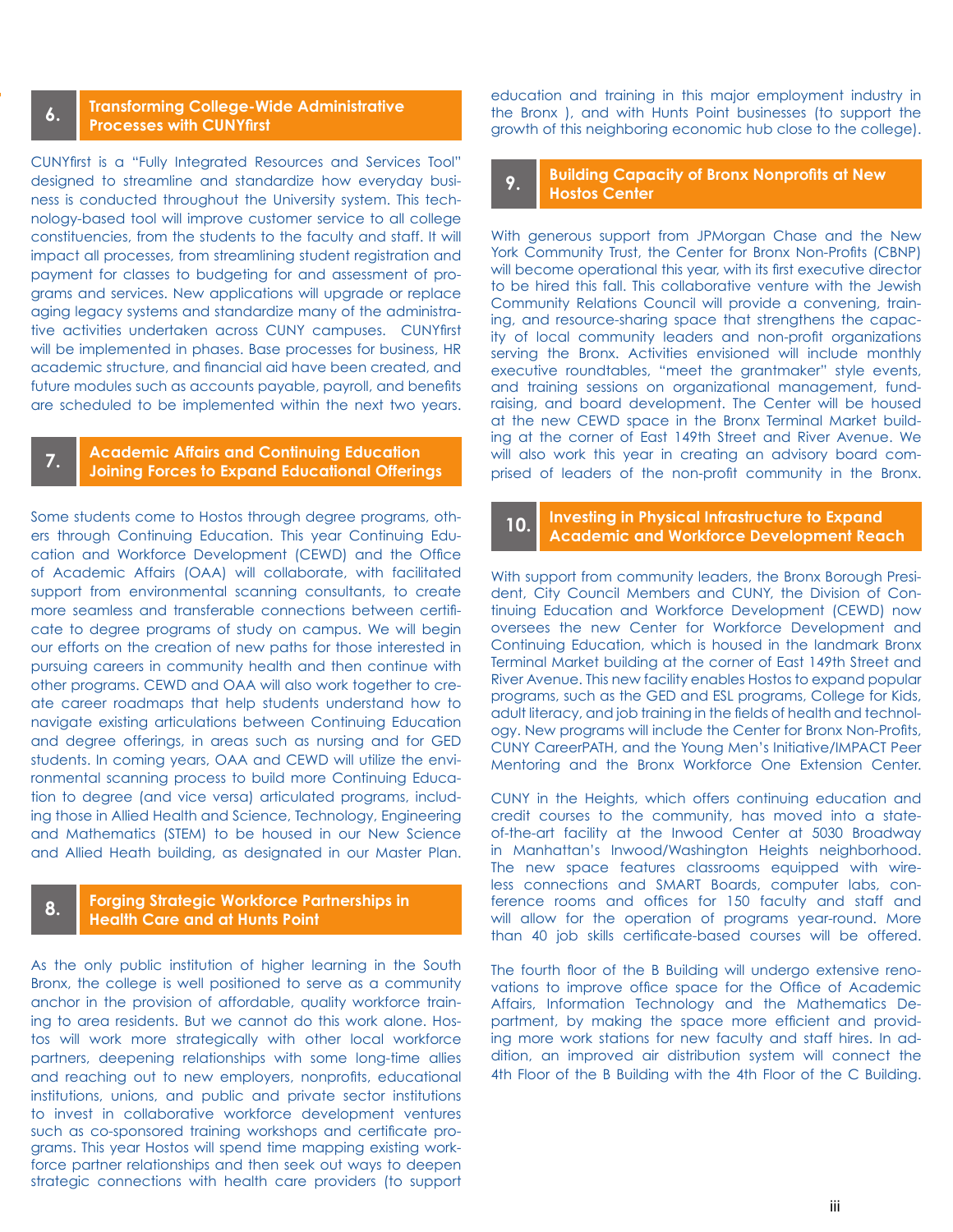## 6. Transforming College-Wide Administrative Processes with CUNYfirst

CUNYfirst is a "Fully Integrated Resources and Services Tool" designed to streamline and standardize how everyday business is conducted throughout the University system. This technology-based tool will improve customer service to all college constituencies, from the students to the faculty and staff. It will impact all processes, from streamlining student registration and payment for classes to budgeting for and assessment of programs and services. New applications will upgrade or replace aging legacy systems and standardize many of the administrative activities undertaken across CUNY campuses. CUNYfirst will be implemented in phases. Base processes for business, HR academic structure, and financial aid have been created, and future modules such as accounts payable, payroll, and benefits are scheduled to be implemented within the next two years.

## 7. Academic Affairs and Continuing Education Joining Forces to Expand Educational Offerings

Some students come to Hostos through degree programs, others through Continuing Education. This year Continuing Education and Workforce Development (CEWD) and the Office of Academic Affairs (OAA) will collaborate, with facilitated support from environmental scanning consultants, to create more seamless and transferable connections between certificate to degree programs of study on campus. We will begin our efforts on the creation of new paths for those interested in pursuing careers in community health and then continue with other programs. CEWD and OAA will also work together to create career roadmaps that help students understand how to navigate existing articulations between Continuing Education and degree offerings, in areas such as nursing and for GED students. In coming years, OAA and CEWD will utilize the environmental scanning process to build more Continuing Education to degree (and vice versa) articulated programs, including those in Allied Health and Science, Technology, Engineering and Mathematics (STEM) to be housed in our New Science and Allied Heath building, as designated in our Master Plan.

## 8. Forging Strategic Workforce Partnerships in Health Care and at Hunts Point

As the only public institution of higher learning in the South Bronx, the college is well positioned to serve as a community anchor in the provision of affordable, quality workforce training to area residents. But we cannot do this work alone. Hostos will work more strategically with other local workforce partners, deepening relationships with some long-time allies and reaching out to new employers, nonprofits, educational institutions, unions, and public and private sector institutions to invest in collaborative workforce development ventures such as co-sponsored training workshops and certificate programs. This year Hostos will spend time mapping existing workforce partner relationships and then seek out ways to deepen strategic connections with health care providers (to support education and training in this major employment industry in the Bronx ), and with Hunts Point businesses (to support the growth of this neighboring economic hub close to the college).

## 9. Building Capacity of Bronx Nonprofits at New Hostos Center

With generous support from JPMorgan Chase and the New York Community Trust, the Center for Bronx Non-Profits (CBNP) will become operational this year, with its first executive director to be hired this fall. This collaborative venture with the Jewish Community Relations Council will provide a convening, training, and resource-sharing space that strengthens the capacity of local community leaders and non-profit organizations serving the Bronx. Activities envisioned will include monthly executive roundtables, "meet the grantmaker" style events, and training sessions on organizational management, fundraising, and board development. The Center will be housed at the new CEWD space in the Bronx Terminal Market building at the corner of East 149th Street and River Avenue. We will also work this year in creating an advisory board comprised of leaders of the non-profit community in the Bronx.

## 10. Investing in Physical Infrastructure to Expand Academic and Workforce Development Reach

With support from community leaders, the Bronx Borough President, City Council Members and CUNY, the Division of Continuing Education and Workforce Development (CEWD) now oversees the new Center for Workforce Development and Continuing Education, which is housed in the landmark Bronx Terminal Market building at the corner of East 149th Street and River Avenue. This new facility enables Hostos to expand popular programs, such as the GED and ESL programs, College for Kids, adult literacy, and job training in the fields of health and technology. New programs will include the Center for Bronx Non-Profits, CUNY CareerPATH, and the Young Men's Initiative/IMPACT Peer Mentoring and the Bronx Workforce One Extension Center.

CUNY in the Heights, which offers continuing education and credit courses to the community, has moved into a state-of-the-art facility at the Inwood Center at 5030 Broadway in Manhattan's Inwood/Washington Heights neighborhood. The new space features classrooms equipped with wireless connections and SMART Boards, computer labs, conference rooms and offices for 150 faculty and staff and will allow for the operation of programs year-round. More than 40 job skills certificate-based courses will be offered.

The fourth floor of the B Building will undergo extensive renovations to improve office space for the Office of Academic Affairs, Information Technology and the Mathematics Department, by making the space more efficient and providing more work stations for new faculty and staff hires. In addition, an improved air distribution system will connect the 4th Floor of the B Building with the 4th Floor of the C Building.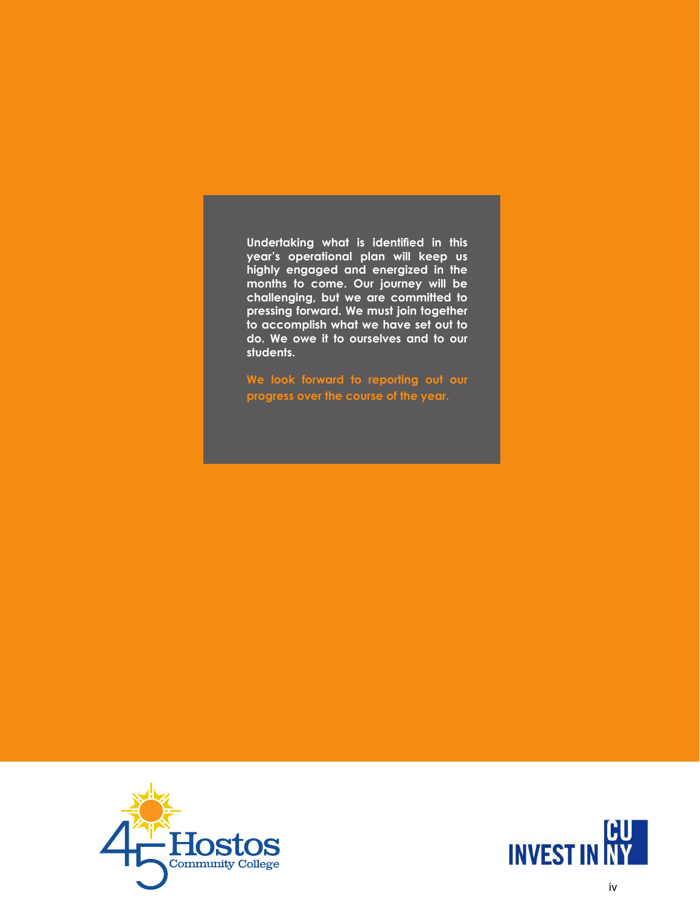**Undertaking what is identified in this year's operational plan will keep us highly engaged and energized in the months to come. Our journey will be challenging, but we are committed to pressing forward. We must join together to accomplish what we have set out to do. We owe it to ourselves and to our students.**

**We look forward to reporting out our progress over the course of the year.**

45 Hostos Community College

INVEST IN CUNY